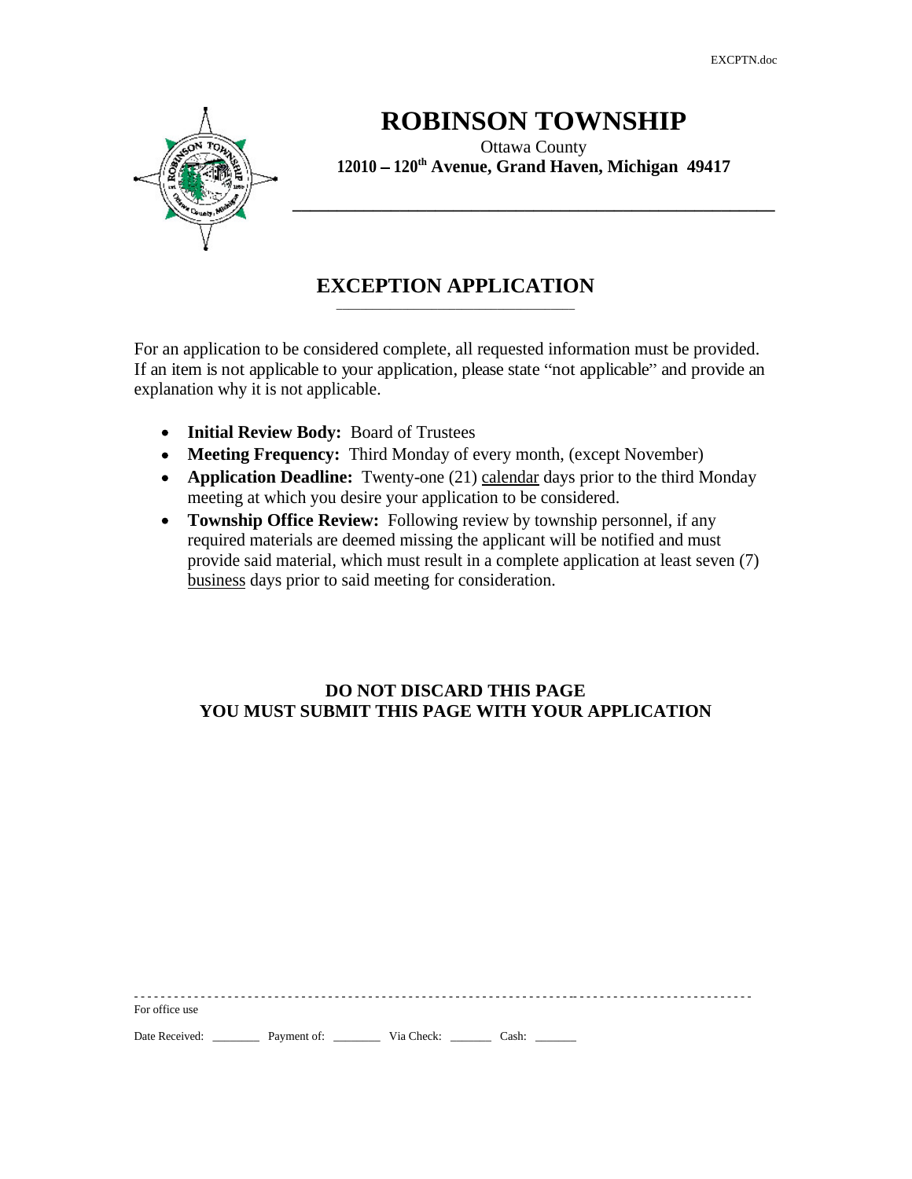# ROBINSON TOWNSHIP

Ottawa County

**12010 – 120th Avenue, Grand Haven, Michigan 49417**

## EXCEPTION APPLICATION

For an application to be considered complete, all requested information must be provided. If an item is not applicable to your application, please state "not applicable" and provide an explanation why it is not applicable.

- **Initial Review Body:** Board of Trustees
- **Meeting Frequency:** Third Monday of every month, (except November)
- **Application Deadline:** Twenty-one (21) calendar days prior to the third Monday meeting at which you desire your application to be considered.
- **Township Office Review:** Following review by township personnel, if any required materials are deemed missing the applicant will be notified and must provide said material, which must result in a complete application at least seven (7) business days prior to said meeting for consideration.

**DO NOT DISCARD THIS PAGE**
**YOU MUST SUBMIT THIS PAGE WITH YOUR APPLICATION**

---

For office use

Date Received: ________ Payment of: ________ Via Check: _______ Cash: _______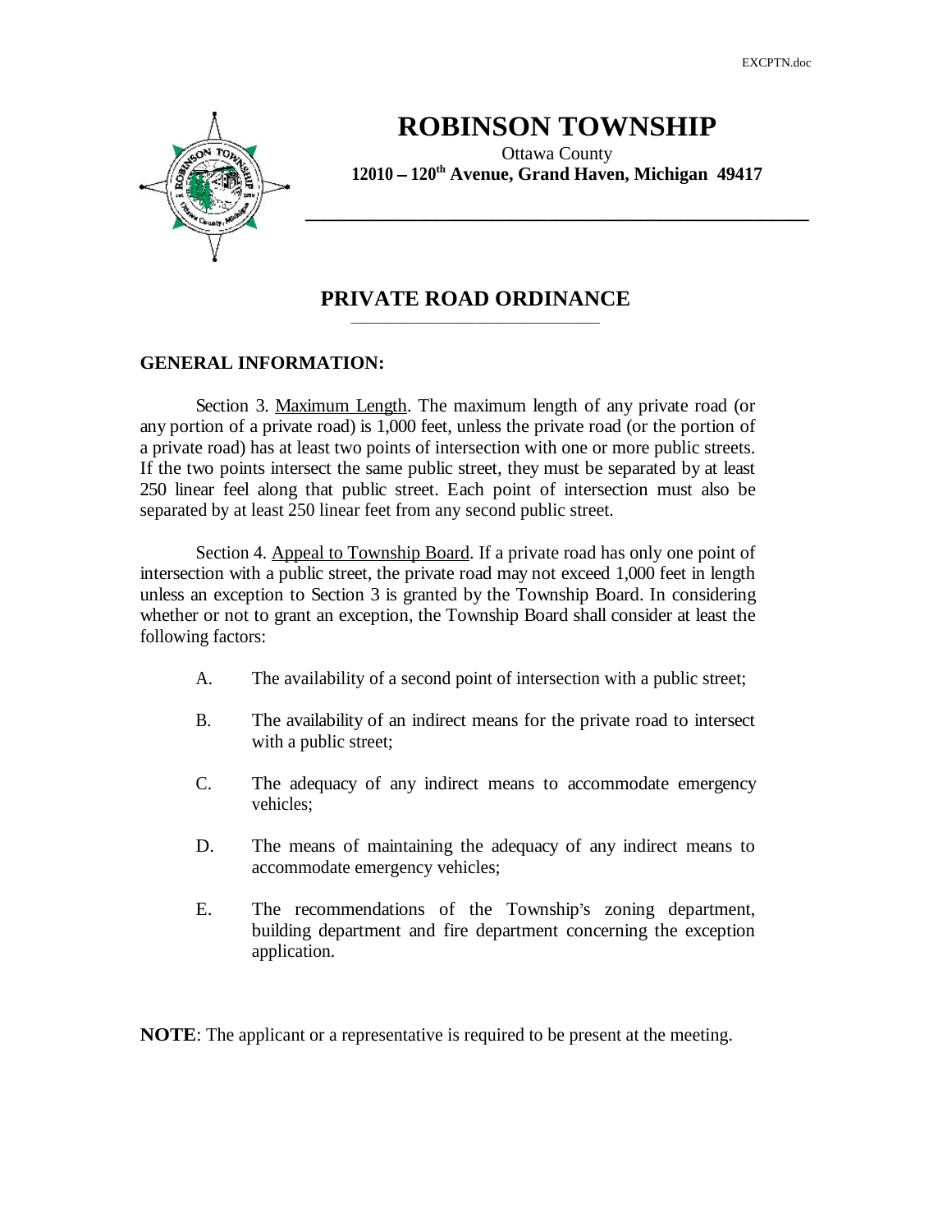# ROBINSON TOWNSHIP

Ottawa County
**12010 – 120th Avenue, Grand Haven, Michigan 49417**

## PRIVATE ROAD ORDINANCE

### GENERAL INFORMATION:

Section 3. Maximum Length. The maximum length of any private road (or any portion of a private road) is 1,000 feet, unless the private road (or the portion of a private road) has at least two points of intersection with one or more public streets. If the two points intersect the same public street, they must be separated by at least 250 linear feel along that public street. Each point of intersection must also be separated by at least 250 linear feet from any second public street.

Section 4. Appeal to Township Board. If a private road has only one point of intersection with a public street, the private road may not exceed 1,000 feet in length unless an exception to Section 3 is granted by the Township Board. In considering whether or not to grant an exception, the Township Board shall consider at least the following factors:

A. The availability of a second point of intersection with a public street;

B. The availability of an indirect means for the private road to intersect with a public street;

C. The adequacy of any indirect means to accommodate emergency vehicles;

D. The means of maintaining the adequacy of any indirect means to accommodate emergency vehicles;

E. The recommendations of the Township's zoning department, building department and fire department concerning the exception application.

**NOTE**: The applicant or a representative is required to be present at the meeting.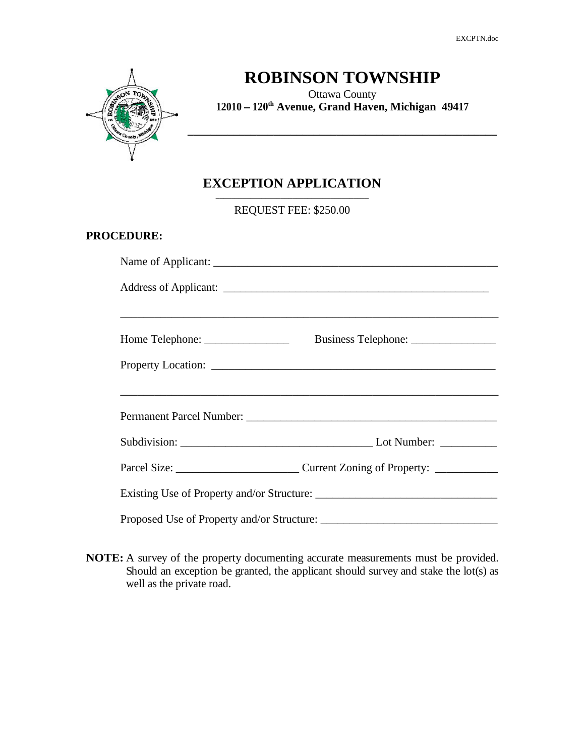# ROBINSON TOWNSHIP

Ottawa County
**12010 – 120th Avenue, Grand Haven, Michigan 49417**

## EXCEPTION APPLICATION

REQUEST FEE: $250.00

**PROCEDURE:**

Name of Applicant: ____________________________________________________

Address of Applicant: _________________________________________________

______________________________________________________________________

Home Telephone: _______________ Business Telephone: _______________

Property Location: _____________________________________________________

______________________________________________________________________

Permanent Parcel Number: _______________________________________________

Subdivision: __________________________________ Lot Number: __________

Parcel Size: _____________________ Current Zoning of Property: ___________

Existing Use of Property and/or Structure: _______________________________

Proposed Use of Property and/or Structure: ______________________________

**NOTE:** A survey of the property documenting accurate measurements must be provided. Should an exception be granted, the applicant should survey and stake the lot(s) as well as the private road.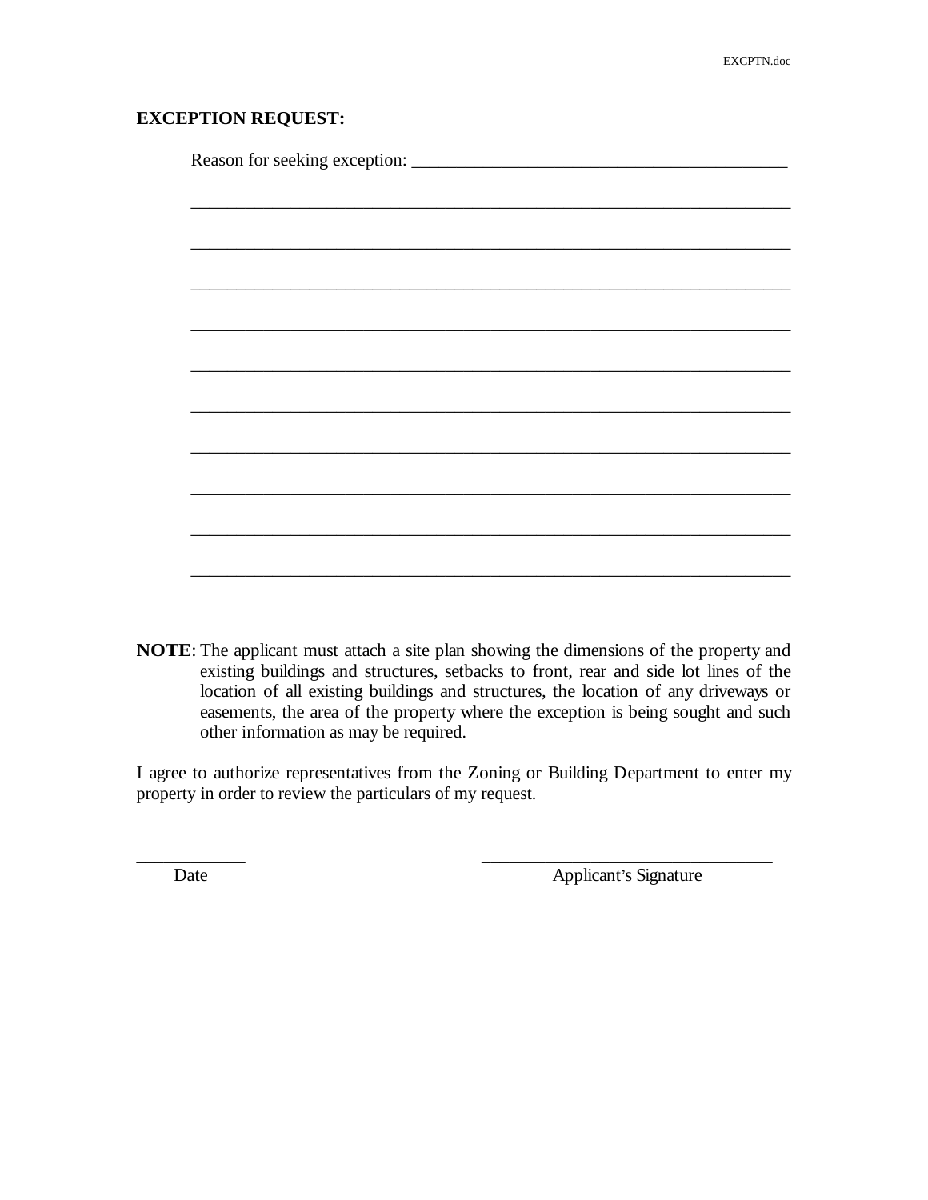## EXCEPTION REQUEST:

Reason for seeking exception: ________________________________________

________________________________________________________________

________________________________________________________________

________________________________________________________________

________________________________________________________________

________________________________________________________________

________________________________________________________________

________________________________________________________________

________________________________________________________________

________________________________________________________________

________________________________________________________________

**NOTE**: The applicant must attach a site plan showing the dimensions of the property and existing buildings and structures, setbacks to front, rear and side lot lines of the location of all existing buildings and structures, the location of any driveways or easements, the area of the property where the exception is being sought and such other information as may be required.

I agree to authorize representatives from the Zoning or Building Department to enter my property in order to review the particulars of my request.

____________ ________________________________

Date Applicant's Signature